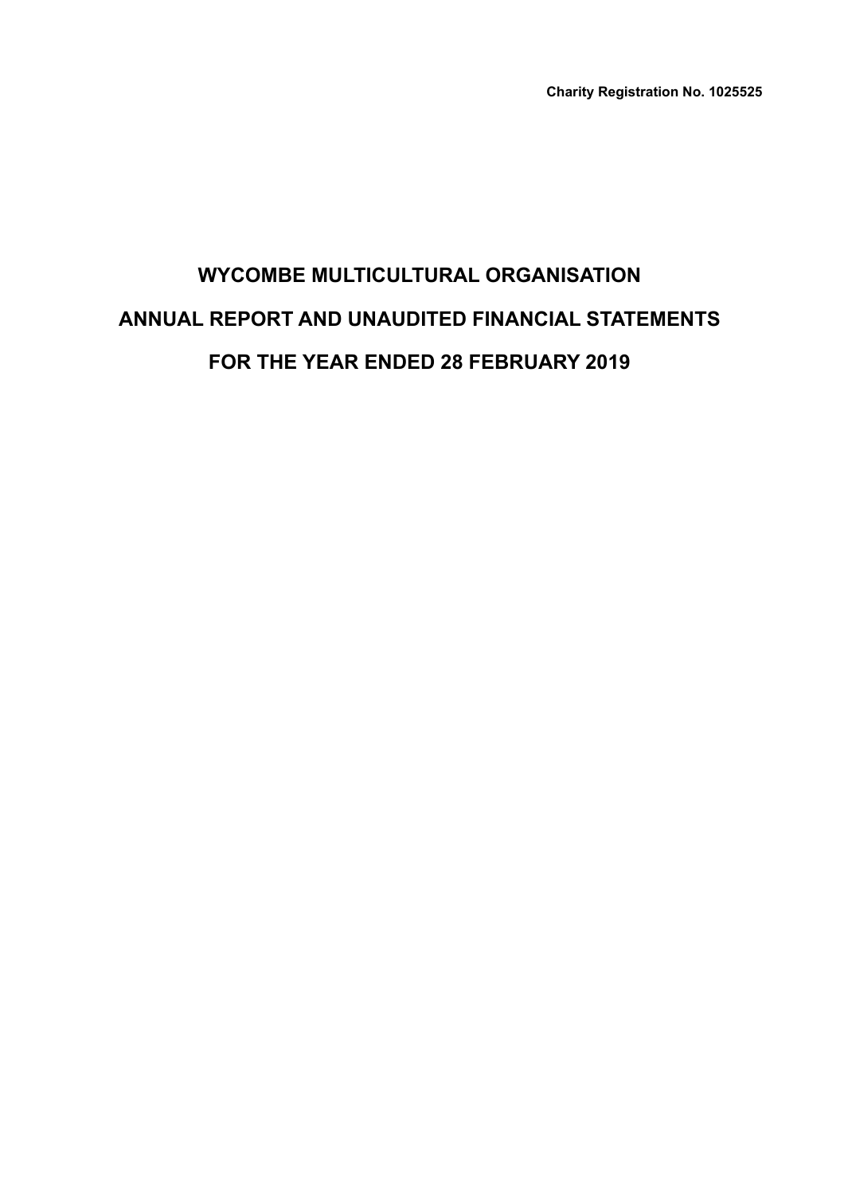**Charity Registration No. 1025525**

# WYCOMBE MULTICULTURAL ORGANISATION

# ANNUAL REPORT AND UNAUDITED FINANCIAL STATEMENTS

# FOR THE YEAR ENDED 28 FEBRUARY 2019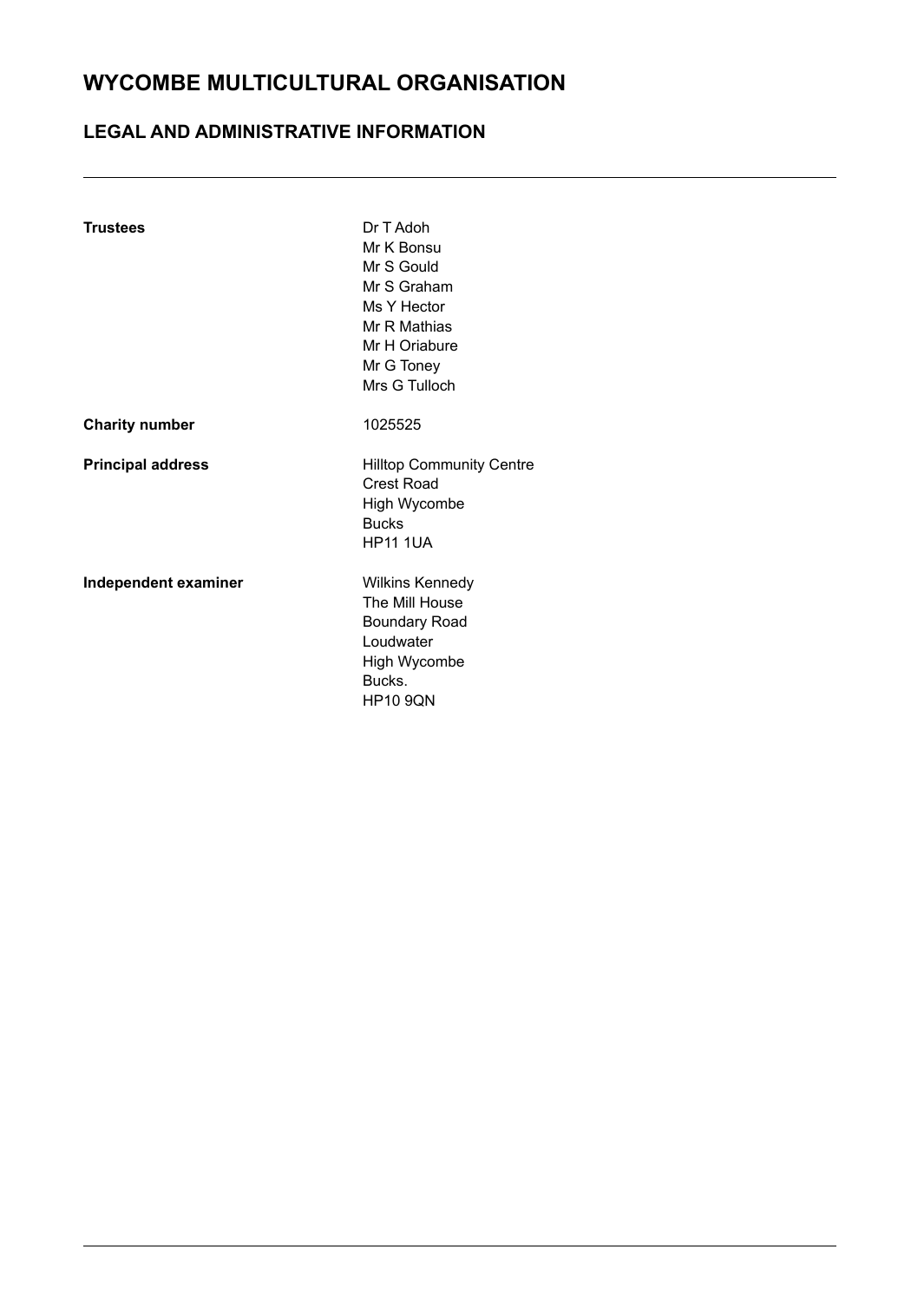# WYCOMBE MULTICULTURAL ORGANISATION

## LEGAL AND ADMINISTRATIVE INFORMATION

---

| | |
|---|---|
| **Trustees** | Dr T Adoh<br>Mr K Bonsu<br>Mr S Gould<br>Mr S Graham<br>Ms Y Hector<br>Mr R Mathias<br>Mr H Oriabure<br>Mr G Toney<br>Mrs G Tulloch |
| **Charity number** | 1025525 |
| **Principal address** | Hilltop Community Centre<br>Crest Road<br>High Wycombe<br>Bucks<br>HP11 1UA |
| **Independent examiner** | Wilkins Kennedy<br>The Mill House<br>Boundary Road<br>Loudwater<br>High Wycombe<br>Bucks.<br>HP10 9QN |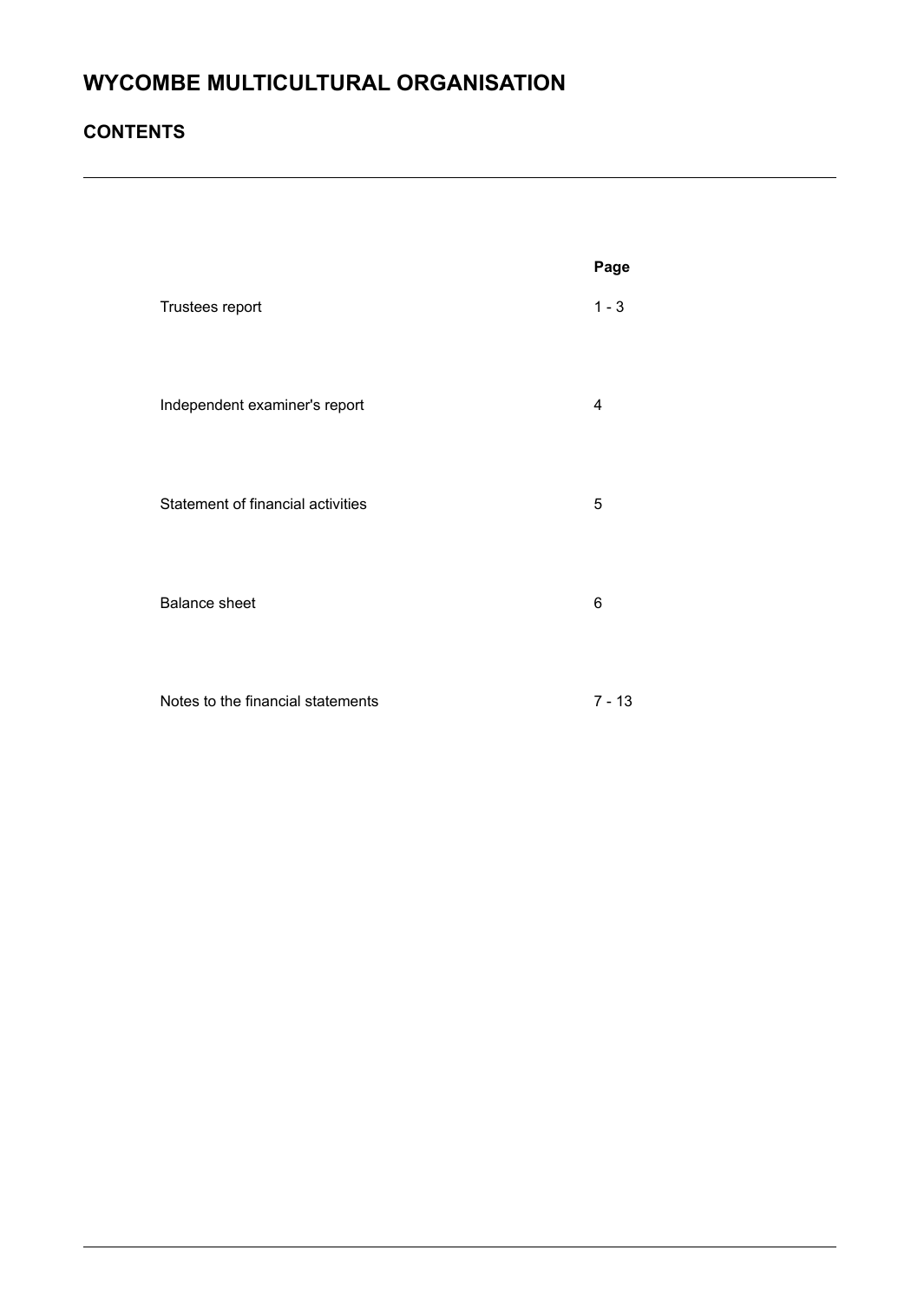# WYCOMBE MULTICULTURAL ORGANISATION

## CONTENTS

| | Page |
|---|---|
| Trustees report | 1 - 3 |
| Independent examiner's report | 4 |
| Statement of financial activities | 5 |
| Balance sheet | 6 |
| Notes to the financial statements | 7 - 13 |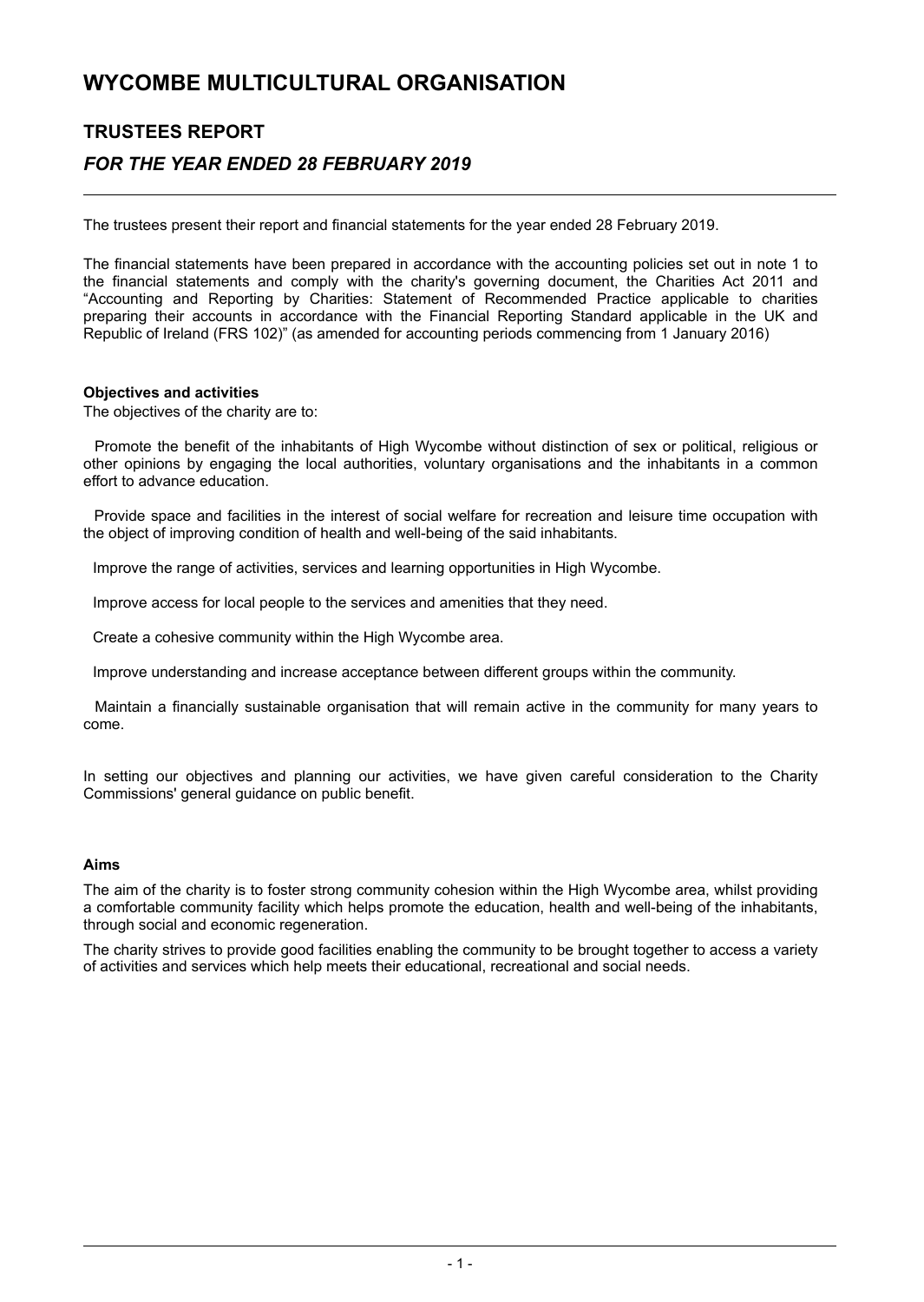# WYCOMBE MULTICULTURAL ORGANISATION

## TRUSTEES REPORT

### *FOR THE YEAR ENDED 28 FEBRUARY 2019*

The trustees present their report and financial statements for the year ended 28 February 2019.

The financial statements have been prepared in accordance with the accounting policies set out in note 1 to the financial statements and comply with the charity's governing document, the Charities Act 2011 and "Accounting and Reporting by Charities: Statement of Recommended Practice applicable to charities preparing their accounts in accordance with the Financial Reporting Standard applicable in the UK and Republic of Ireland (FRS 102)" (as amended for accounting periods commencing from 1 January 2016)

**Objectives and activities**

The objectives of the charity are to:

Promote the benefit of the inhabitants of High Wycombe without distinction of sex or political, religious or other opinions by engaging the local authorities, voluntary organisations and the inhabitants in a common effort to advance education.

Provide space and facilities in the interest of social welfare for recreation and leisure time occupation with the object of improving condition of health and well-being of the said inhabitants.

Improve the range of activities, services and learning opportunities in High Wycombe.

Improve access for local people to the services and amenities that they need.

Create a cohesive community within the High Wycombe area.

Improve understanding and increase acceptance between different groups within the community.

Maintain a financially sustainable organisation that will remain active in the community for many years to come.

In setting our objectives and planning our activities, we have given careful consideration to the Charity Commissions' general guidance on public benefit.

**Aims**

The aim of the charity is to foster strong community cohesion within the High Wycombe area, whilst providing a comfortable community facility which helps promote the education, health and well-being of the inhabitants, through social and economic regeneration.

The charity strives to provide good facilities enabling the community to be brought together to access a variety of activities and services which help meets their educational, recreational and social needs.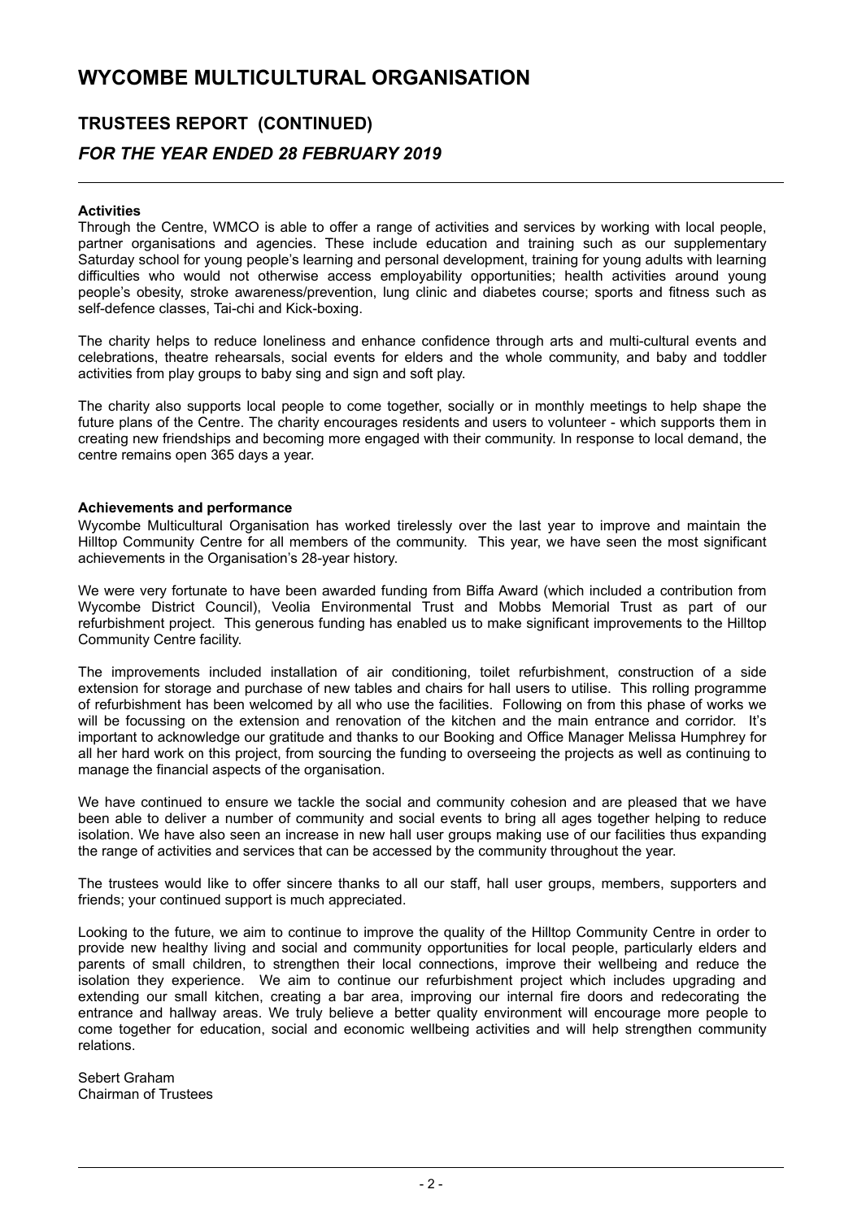# WYCOMBE MULTICULTURAL ORGANISATION

## TRUSTEES REPORT (CONTINUED)

### *FOR THE YEAR ENDED 28 FEBRUARY 2019*

**Activities**

Through the Centre, WMCO is able to offer a range of activities and services by working with local people, partner organisations and agencies. These include education and training such as our supplementary Saturday school for young people's learning and personal development, training for young adults with learning difficulties who would not otherwise access employability opportunities; health activities around young people's obesity, stroke awareness/prevention, lung clinic and diabetes course; sports and fitness such as self-defence classes, Tai-chi and Kick-boxing.

The charity helps to reduce loneliness and enhance confidence through arts and multi-cultural events and celebrations, theatre rehearsals, social events for elders and the whole community, and baby and toddler activities from play groups to baby sing and sign and soft play.

The charity also supports local people to come together, socially or in monthly meetings to help shape the future plans of the Centre. The charity encourages residents and users to volunteer - which supports them in creating new friendships and becoming more engaged with their community. In response to local demand, the centre remains open 365 days a year.

**Achievements and performance**

Wycombe Multicultural Organisation has worked tirelessly over the last year to improve and maintain the Hilltop Community Centre for all members of the community. This year, we have seen the most significant achievements in the Organisation's 28-year history.

We were very fortunate to have been awarded funding from Biffa Award (which included a contribution from Wycombe District Council), Veolia Environmental Trust and Mobbs Memorial Trust as part of our refurbishment project. This generous funding has enabled us to make significant improvements to the Hilltop Community Centre facility.

The improvements included installation of air conditioning, toilet refurbishment, construction of a side extension for storage and purchase of new tables and chairs for hall users to utilise. This rolling programme of refurbishment has been welcomed by all who use the facilities. Following on from this phase of works we will be focussing on the extension and renovation of the kitchen and the main entrance and corridor. It's important to acknowledge our gratitude and thanks to our Booking and Office Manager Melissa Humphrey for all her hard work on this project, from sourcing the funding to overseeing the projects as well as continuing to manage the financial aspects of the organisation.

We have continued to ensure we tackle the social and community cohesion and are pleased that we have been able to deliver a number of community and social events to bring all ages together helping to reduce isolation. We have also seen an increase in new hall user groups making use of our facilities thus expanding the range of activities and services that can be accessed by the community throughout the year.

The trustees would like to offer sincere thanks to all our staff, hall user groups, members, supporters and friends; your continued support is much appreciated.

Looking to the future, we aim to continue to improve the quality of the Hilltop Community Centre in order to provide new healthy living and social and community opportunities for local people, particularly elders and parents of small children, to strengthen their local connections, improve their wellbeing and reduce the isolation they experience. We aim to continue our refurbishment project which includes upgrading and extending our small kitchen, creating a bar area, improving our internal fire doors and redecorating the entrance and hallway areas. We truly believe a better quality environment will encourage more people to come together for education, social and economic wellbeing activities and will help strengthen community relations.

Sebert Graham
Chairman of Trustees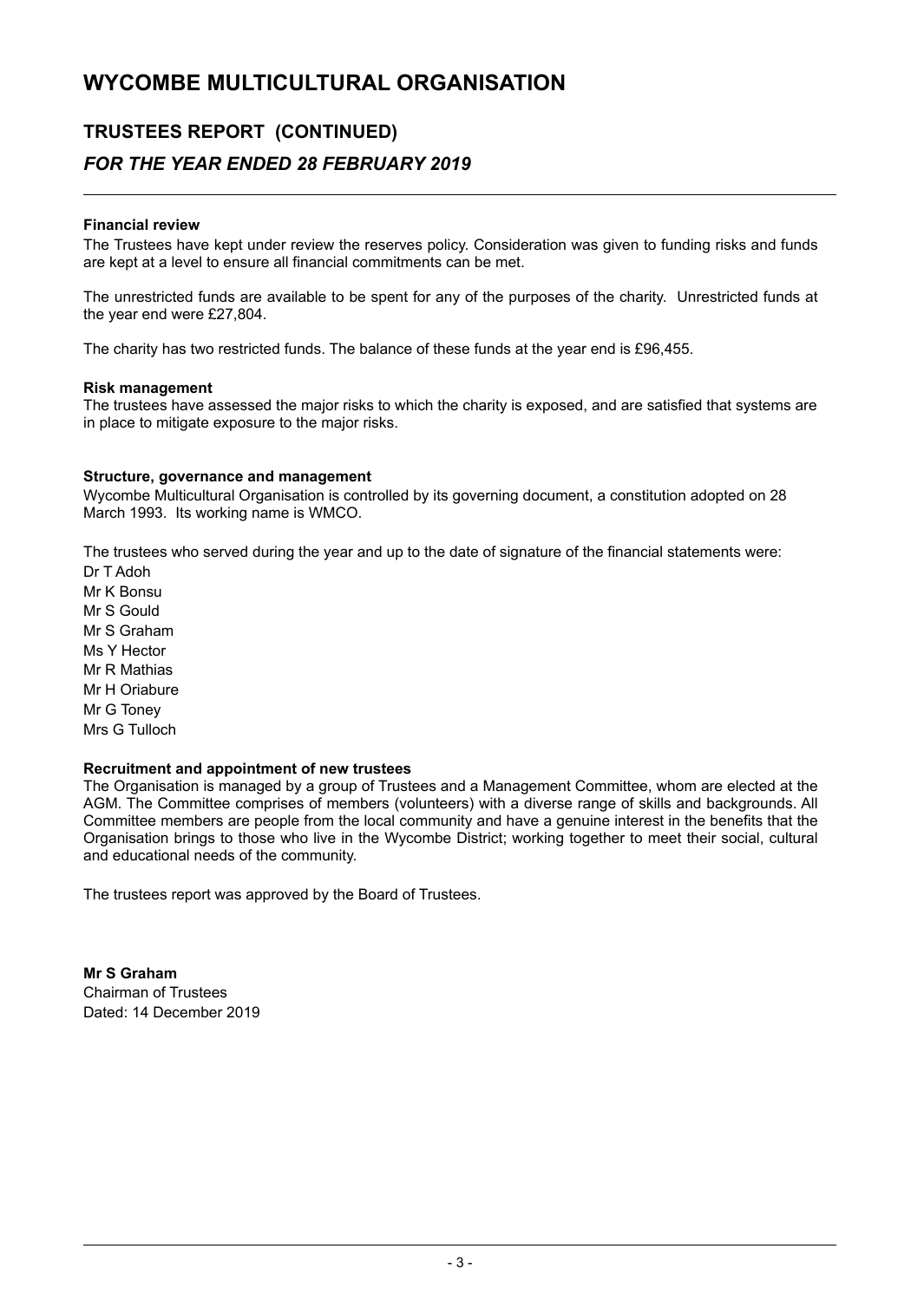# WYCOMBE MULTICULTURAL ORGANISATION

## TRUSTEES REPORT (CONTINUED)

## *FOR THE YEAR ENDED 28 FEBRUARY 2019*

**Financial review**

The Trustees have kept under review the reserves policy. Consideration was given to funding risks and funds are kept at a level to ensure all financial commitments can be met.

The unrestricted funds are available to be spent for any of the purposes of the charity. Unrestricted funds at the year end were £27,804.

The charity has two restricted funds. The balance of these funds at the year end is £96,455.

**Risk management**

The trustees have assessed the major risks to which the charity is exposed, and are satisfied that systems are in place to mitigate exposure to the major risks.

**Structure, governance and management**

Wycombe Multicultural Organisation is controlled by its governing document, a constitution adopted on 28 March 1993. Its working name is WMCO.

The trustees who served during the year and up to the date of signature of the financial statements were:

Dr T Adoh
Mr K Bonsu
Mr S Gould
Mr S Graham
Ms Y Hector
Mr R Mathias
Mr H Oriabure
Mr G Toney
Mrs G Tulloch

**Recruitment and appointment of new trustees**

The Organisation is managed by a group of Trustees and a Management Committee, whom are elected at the AGM. The Committee comprises of members (volunteers) with a diverse range of skills and backgrounds. All Committee members are people from the local community and have a genuine interest in the benefits that the Organisation brings to those who live in the Wycombe District; working together to meet their social, cultural and educational needs of the community.

The trustees report was approved by the Board of Trustees.

**Mr S Graham**
Chairman of Trustees
Dated: 14 December 2019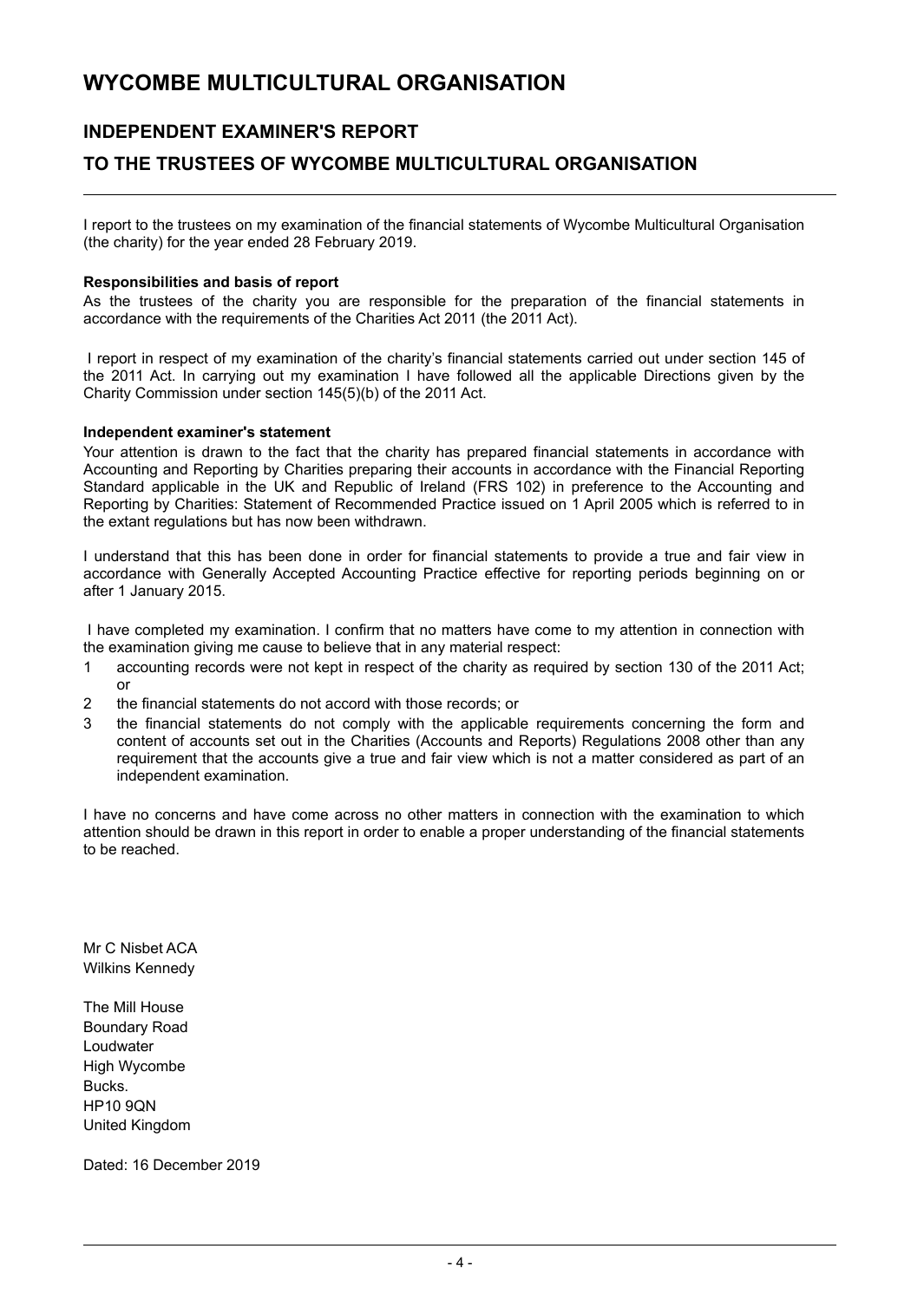# WYCOMBE MULTICULTURAL ORGANISATION

## INDEPENDENT EXAMINER'S REPORT

## TO THE TRUSTEES OF WYCOMBE MULTICULTURAL ORGANISATION

I report to the trustees on my examination of the financial statements of Wycombe Multicultural Organisation (the charity) for the year ended 28 February 2019.

**Responsibilities and basis of report**

As the trustees of the charity you are responsible for the preparation of the financial statements in accordance with the requirements of the Charities Act 2011 (the 2011 Act).

I report in respect of my examination of the charity's financial statements carried out under section 145 of the 2011 Act. In carrying out my examination I have followed all the applicable Directions given by the Charity Commission under section 145(5)(b) of the 2011 Act.

**Independent examiner's statement**

Your attention is drawn to the fact that the charity has prepared financial statements in accordance with Accounting and Reporting by Charities preparing their accounts in accordance with the Financial Reporting Standard applicable in the UK and Republic of Ireland (FRS 102) in preference to the Accounting and Reporting by Charities: Statement of Recommended Practice issued on 1 April 2005 which is referred to in the extant regulations but has now been withdrawn.

I understand that this has been done in order for financial statements to provide a true and fair view in accordance with Generally Accepted Accounting Practice effective for reporting periods beginning on or after 1 January 2015.

I have completed my examination. I confirm that no matters have come to my attention in connection with the examination giving me cause to believe that in any material respect:

1. accounting records were not kept in respect of the charity as required by section 130 of the 2011 Act; or
2. the financial statements do not accord with those records; or
3. the financial statements do not comply with the applicable requirements concerning the form and content of accounts set out in the Charities (Accounts and Reports) Regulations 2008 other than any requirement that the accounts give a true and fair view which is not a matter considered as part of an independent examination.

I have no concerns and have come across no other matters in connection with the examination to which attention should be drawn in this report in order to enable a proper understanding of the financial statements to be reached.

Mr C Nisbet ACA
Wilkins Kennedy

The Mill House
Boundary Road
Loudwater
High Wycombe
Bucks.
HP10 9QN
United Kingdom

Dated: 16 December 2019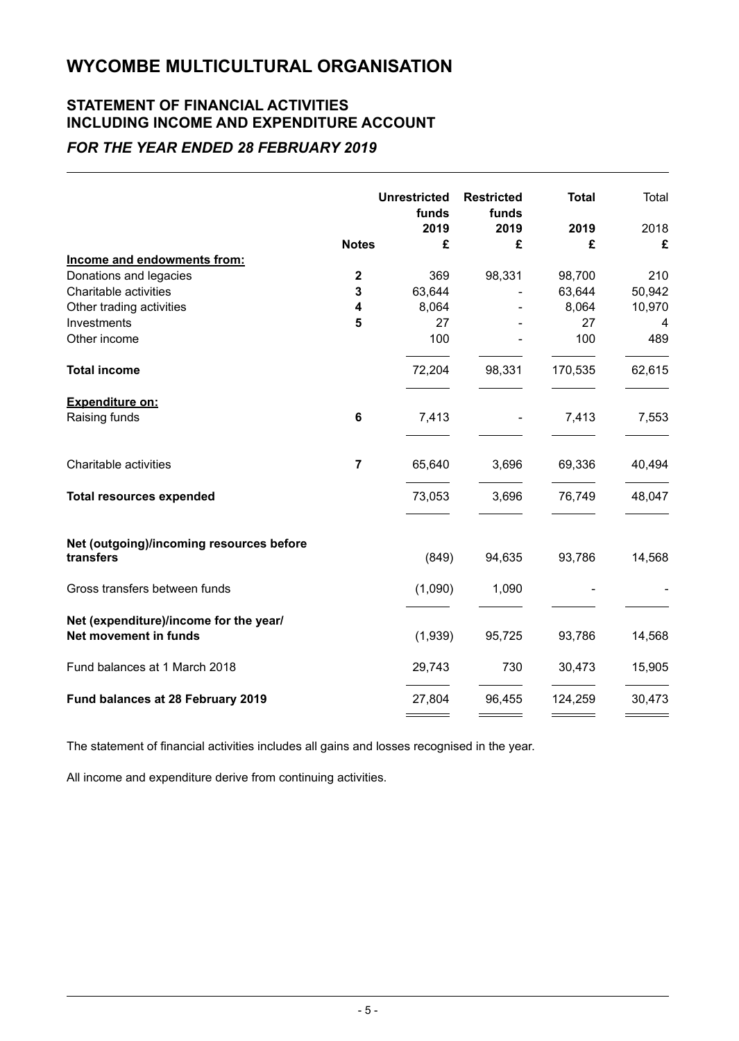# WYCOMBE MULTICULTURAL ORGANISATION

## STATEMENT OF FINANCIAL ACTIVITIES INCLUDING INCOME AND EXPENDITURE ACCOUNT

### *FOR THE YEAR ENDED 28 FEBRUARY 2019*

| | Notes | Unrestricted funds 2019 £ | Restricted funds 2019 £ | Total 2019 £ | Total 2018 £ |
|---|---|---|---|---|---|
| **Income and endowments from:** | | | | | |
| Donations and legacies | 2 | 369 | 98,331 | 98,700 | 210 |
| Charitable activities | 3 | 63,644 | - | 63,644 | 50,942 |
| Other trading activities | 4 | 8,064 | - | 8,064 | 10,970 |
| Investments | 5 | 27 | - | 27 | 4 |
| Other income | | 100 | - | 100 | 489 |
| **Total income** | | 72,204 | 98,331 | 170,535 | 62,615 |
| **Expenditure on:** | | | | | |
| Raising funds | 6 | 7,413 | - | 7,413 | 7,553 |
| Charitable activities | 7 | 65,640 | 3,696 | 69,336 | 40,494 |
| **Total resources expended** | | 73,053 | 3,696 | 76,749 | 48,047 |
| **Net (outgoing)/incoming resources before transfers** | | (849) | 94,635 | 93,786 | 14,568 |
| Gross transfers between funds | | (1,090) | 1,090 | - | - |
| **Net (expenditure)/income for the year/ Net movement in funds** | | (1,939) | 95,725 | 93,786 | 14,568 |
| Fund balances at 1 March 2018 | | 29,743 | 730 | 30,473 | 15,905 |
| **Fund balances at 28 February 2019** | | 27,804 | 96,455 | 124,259 | 30,473 |

The statement of financial activities includes all gains and losses recognised in the year.

All income and expenditure derive from continuing activities.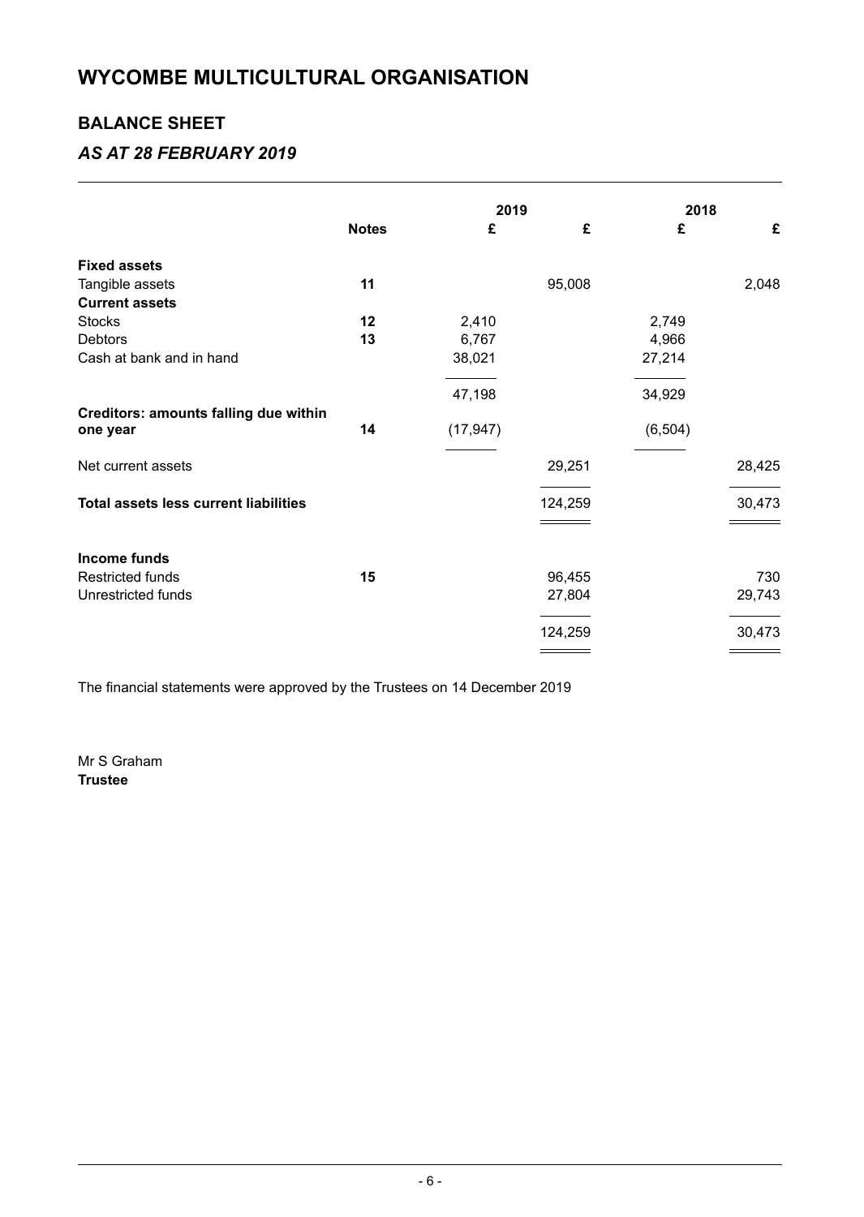# WYCOMBE MULTICULTURAL ORGANISATION

## BALANCE SHEET

### *AS AT 28 FEBRUARY 2019*

| | Notes | 2019 £ | 2019 £ | 2018 £ | 2018 £ |
|---|---|---|---|---|---|
| **Fixed assets** | | | | | |
| Tangible assets | 11 | | 95,008 | | 2,048 |
| **Current assets** | | | | | |
| Stocks | 12 | 2,410 | | 2,749 | |
| Debtors | 13 | 6,767 | | 4,966 | |
| Cash at bank and in hand | | 38,021 | | 27,214 | |
| | | 47,198 | | 34,929 | |
| **Creditors: amounts falling due within one year** | 14 | (17,947) | | (6,504) | |
| Net current assets | | | 29,251 | | 28,425 |
| **Total assets less current liabilities** | | | 124,259 | | 30,473 |
| **Income funds** | | | | | |
| Restricted funds | 15 | | 96,455 | | 730 |
| Unrestricted funds | | | 27,804 | | 29,743 |
| | | | 124,259 | | 30,473 |

The financial statements were approved by the Trustees on 14 December 2019

Mr S Graham
**Trustee**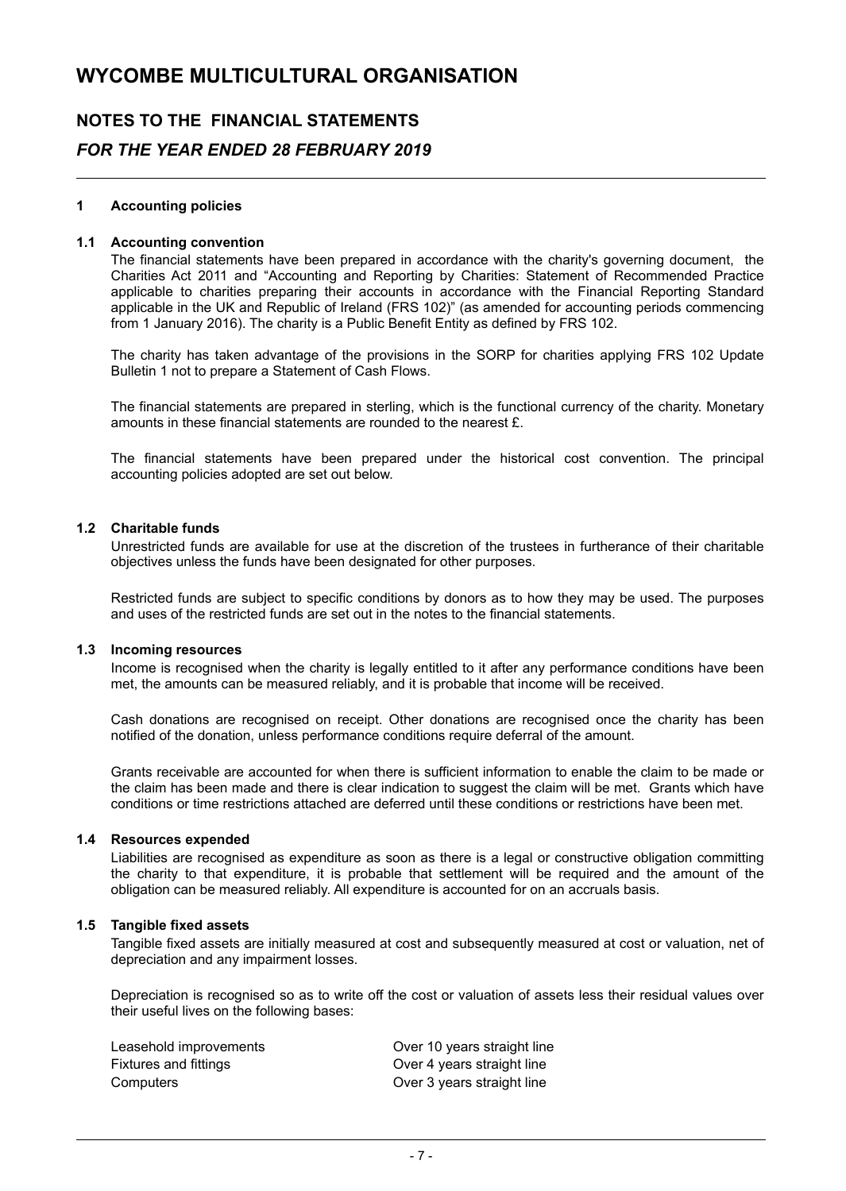# WYCOMBE MULTICULTURAL ORGANISATION

## NOTES TO THE FINANCIAL STATEMENTS

## *FOR THE YEAR ENDED 28 FEBRUARY 2019*

### 1 Accounting policies

#### 1.1 Accounting convention

The financial statements have been prepared in accordance with the charity's governing document, the Charities Act 2011 and "Accounting and Reporting by Charities: Statement of Recommended Practice applicable to charities preparing their accounts in accordance with the Financial Reporting Standard applicable in the UK and Republic of Ireland (FRS 102)" (as amended for accounting periods commencing from 1 January 2016). The charity is a Public Benefit Entity as defined by FRS 102.

The charity has taken advantage of the provisions in the SORP for charities applying FRS 102 Update Bulletin 1 not to prepare a Statement of Cash Flows.

The financial statements are prepared in sterling, which is the functional currency of the charity. Monetary amounts in these financial statements are rounded to the nearest £.

The financial statements have been prepared under the historical cost convention. The principal accounting policies adopted are set out below.

#### 1.2 Charitable funds

Unrestricted funds are available for use at the discretion of the trustees in furtherance of their charitable objectives unless the funds have been designated for other purposes.

Restricted funds are subject to specific conditions by donors as to how they may be used. The purposes and uses of the restricted funds are set out in the notes to the financial statements.

#### 1.3 Incoming resources

Income is recognised when the charity is legally entitled to it after any performance conditions have been met, the amounts can be measured reliably, and it is probable that income will be received.

Cash donations are recognised on receipt. Other donations are recognised once the charity has been notified of the donation, unless performance conditions require deferral of the amount.

Grants receivable are accounted for when there is sufficient information to enable the claim to be made or the claim has been made and there is clear indication to suggest the claim will be met. Grants which have conditions or time restrictions attached are deferred until these conditions or restrictions have been met.

#### 1.4 Resources expended

Liabilities are recognised as expenditure as soon as there is a legal or constructive obligation committing the charity to that expenditure, it is probable that settlement will be required and the amount of the obligation can be measured reliably. All expenditure is accounted for on an accruals basis.

#### 1.5 Tangible fixed assets

Tangible fixed assets are initially measured at cost and subsequently measured at cost or valuation, net of depreciation and any impairment losses.

Depreciation is recognised so as to write off the cost or valuation of assets less their residual values over their useful lives on the following bases:

| | |
|---|---|
| Leasehold improvements | Over 10 years straight line |
| Fixtures and fittings | Over 4 years straight line |
| Computers | Over 3 years straight line |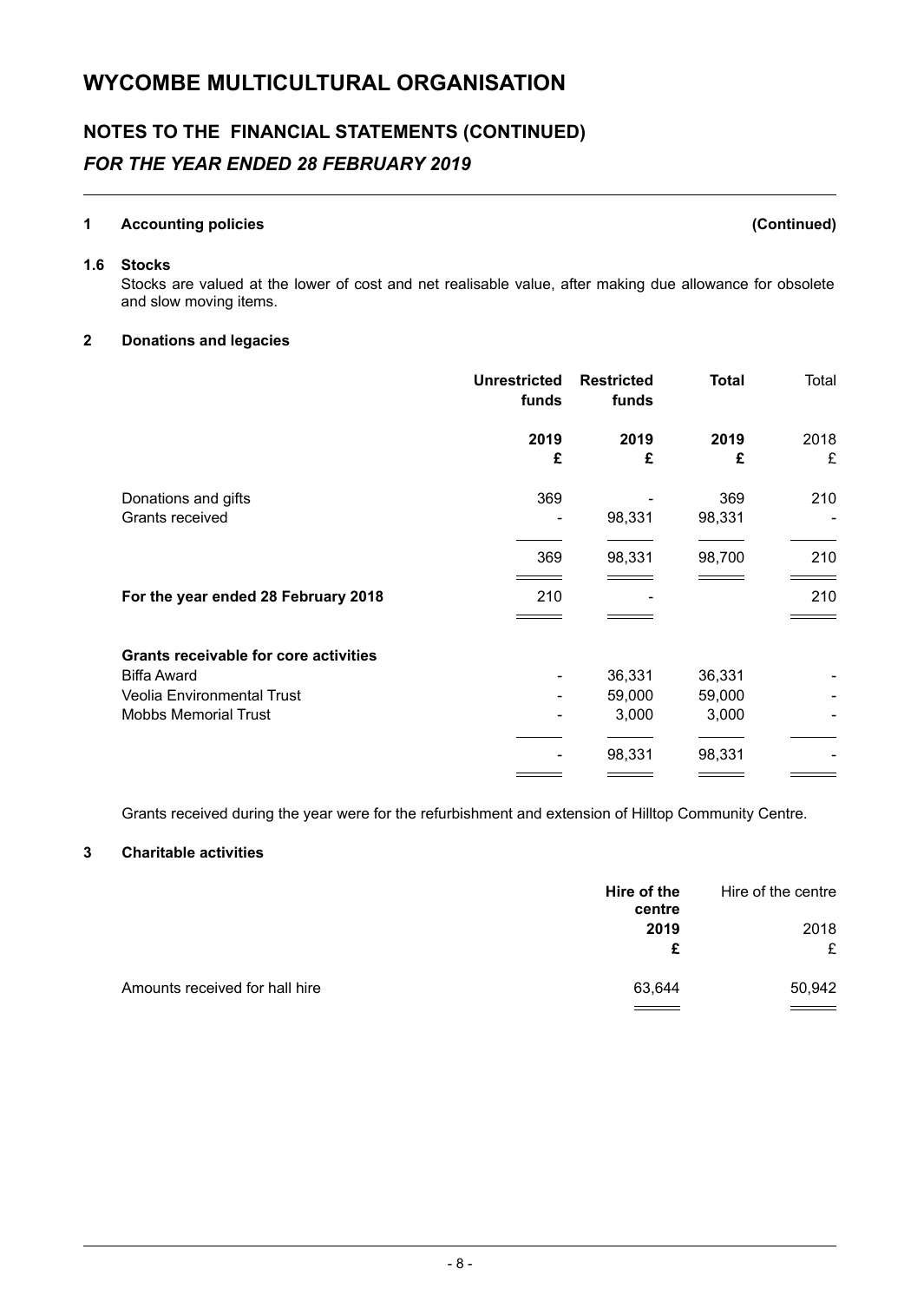# WYCOMBE MULTICULTURAL ORGANISATION

## NOTES TO THE FINANCIAL STATEMENTS (CONTINUED)

### *FOR THE YEAR ENDED 28 FEBRUARY 2019*

**1 Accounting policies** **(Continued)**

**1.6 Stocks**

Stocks are valued at the lower of cost and net realisable value, after making due allowance for obsolete and slow moving items.

**2 Donations and legacies**

| | **Unrestricted funds** | **Restricted funds** | **Total** | Total |
|---|---|---|---|---|
| | **2019** | **2019** | **2019** | 2018 |
| | **£** | **£** | **£** | £ |
| Donations and gifts | 369 | - | 369 | 210 |
| Grants received | - | 98,331 | 98,331 | - |
| | 369 | 98,331 | 98,700 | 210 |
| **For the year ended 28 February 2018** | 210 | - | | 210 |
| **Grants receivable for core activities** | | | | |
| Biffa Award | - | 36,331 | 36,331 | - |
| Veolia Environmental Trust | - | 59,000 | 59,000 | - |
| Mobbs Memorial Trust | - | 3,000 | 3,000 | - |
| | - | 98,331 | 98,331 | - |

Grants received during the year were for the refurbishment and extension of Hilltop Community Centre.

**3 Charitable activities**

| | **Hire of the centre** | Hire of the centre |
|---|---|---|
| | **2019** | 2018 |
| | **£** | £ |
| Amounts received for hall hire | 63,644 | 50,942 |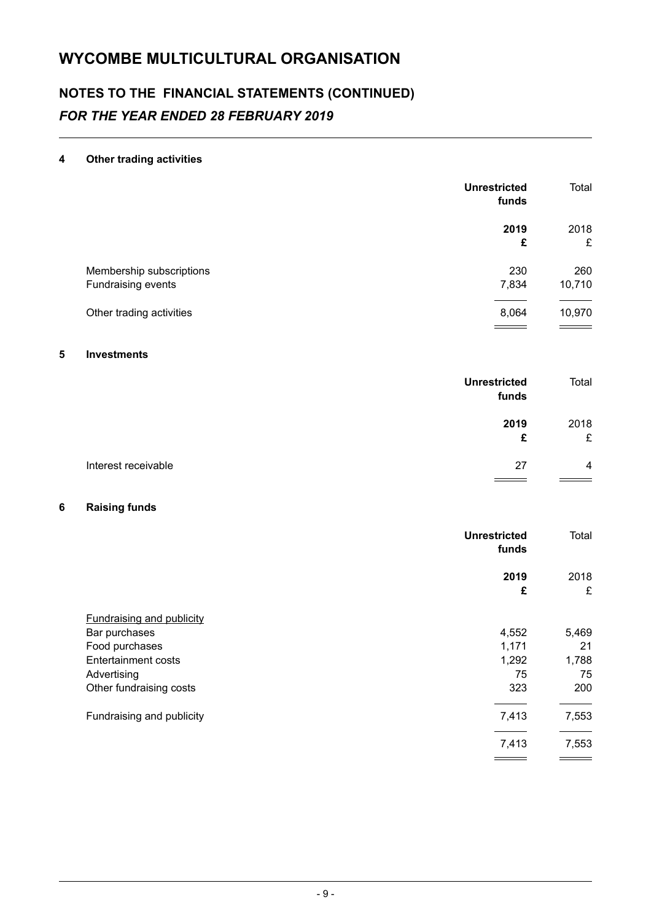# WYCOMBE MULTICULTURAL ORGANISATION

## NOTES TO THE FINANCIAL STATEMENTS (CONTINUED)

### *FOR THE YEAR ENDED 28 FEBRUARY 2019*

**4 Other trading activities**

| | **Unrestricted funds** | Total |
|---|---|---|
| | **2019** | 2018 |
| | **£** | £ |
| Membership subscriptions | 230 | 260 |
| Fundraising events | 7,834 | 10,710 |
| Other trading activities | 8,064 | 10,970 |

**5 Investments**

| | **Unrestricted funds** | Total |
|---|---|---|
| | **2019** | 2018 |
| | **£** | £ |
| Interest receivable | 27 | 4 |

**6 Raising funds**

| | **Unrestricted funds** | Total |
|---|---|---|
| | **2019** | 2018 |
| | **£** | £ |
| Fundraising and publicity | | |
| Bar purchases | 4,552 | 5,469 |
| Food purchases | 1,171 | 21 |
| Entertainment costs | 1,292 | 1,788 |
| Advertising | 75 | 75 |
| Other fundraising costs | 323 | 200 |
| Fundraising and publicity | 7,413 | 7,553 |
| | 7,413 | 7,553 |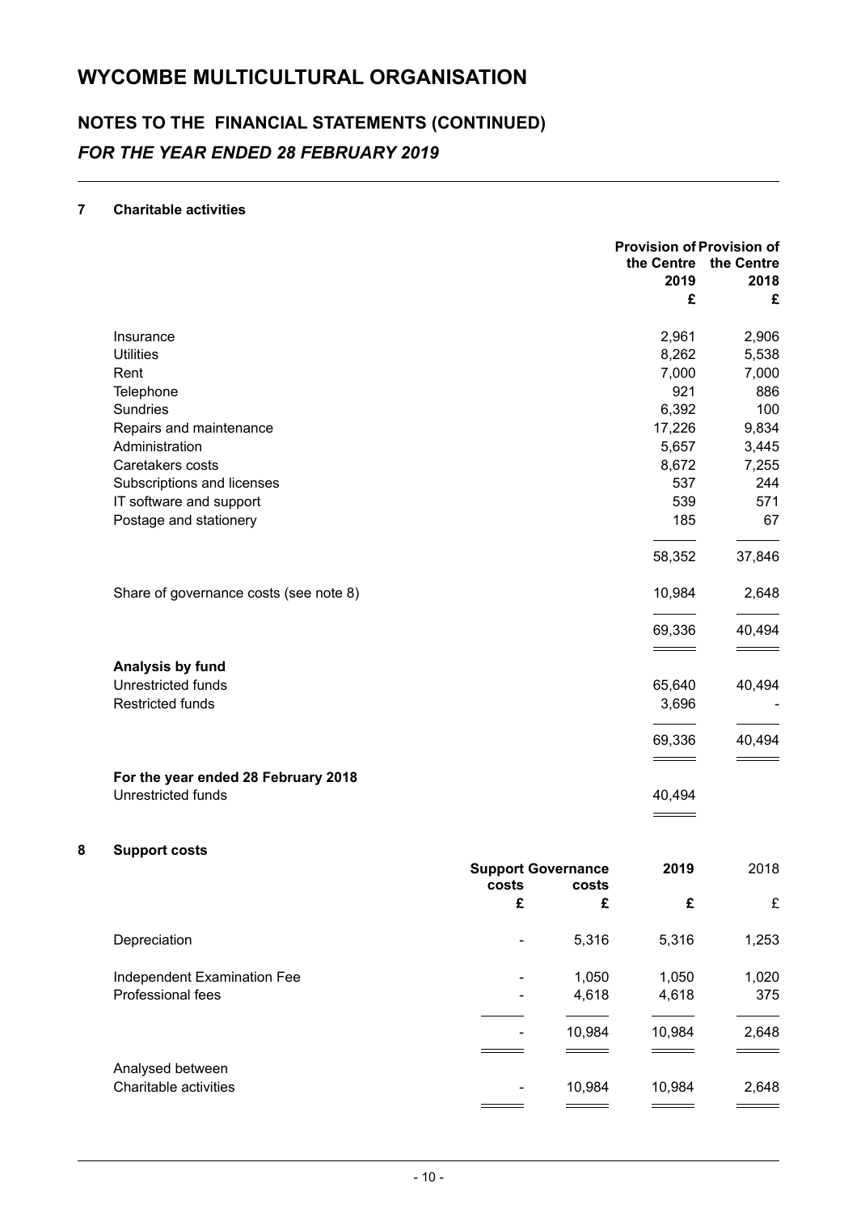# WYCOMBE MULTICULTURAL ORGANISATION

## NOTES TO THE FINANCIAL STATEMENTS (CONTINUED)

### *FOR THE YEAR ENDED 28 FEBRUARY 2019*

### 7 Charitable activities

| | Provision of the Centre 2019 | Provision of the Centre 2018 |
|---|---|---|
| | £ | £ |
| Insurance | 2,961 | 2,906 |
| Utilities | 8,262 | 5,538 |
| Rent | 7,000 | 7,000 |
| Telephone | 921 | 886 |
| Sundries | 6,392 | 100 |
| Repairs and maintenance | 17,226 | 9,834 |
| Administration | 5,657 | 3,445 |
| Caretakers costs | 8,672 | 7,255 |
| Subscriptions and licenses | 537 | 244 |
| IT software and support | 539 | 571 |
| Postage and stationery | 185 | 67 |
| | 58,352 | 37,846 |
| Share of governance costs (see note 8) | 10,984 | 2,648 |
| | 69,336 | 40,494 |
| **Analysis by fund** | | |
| Unrestricted funds | 65,640 | 40,494 |
| Restricted funds | 3,696 | - |
| | 69,336 | 40,494 |
| **For the year ended 28 February 2018** | | |
| Unrestricted funds | 40,494 | |

### 8 Support costs

| | Support costs | Governance costs | 2019 | 2018 |
|---|---|---|---|---|
| | £ | £ | £ | £ |
| Depreciation | - | 5,316 | 5,316 | 1,253 |
| Independent Examination Fee | - | 1,050 | 1,050 | 1,020 |
| Professional fees | - | 4,618 | 4,618 | 375 |
| | - | 10,984 | 10,984 | 2,648 |
| Analysed between | | | | |
| Charitable activities | - | 10,984 | 10,984 | 2,648 |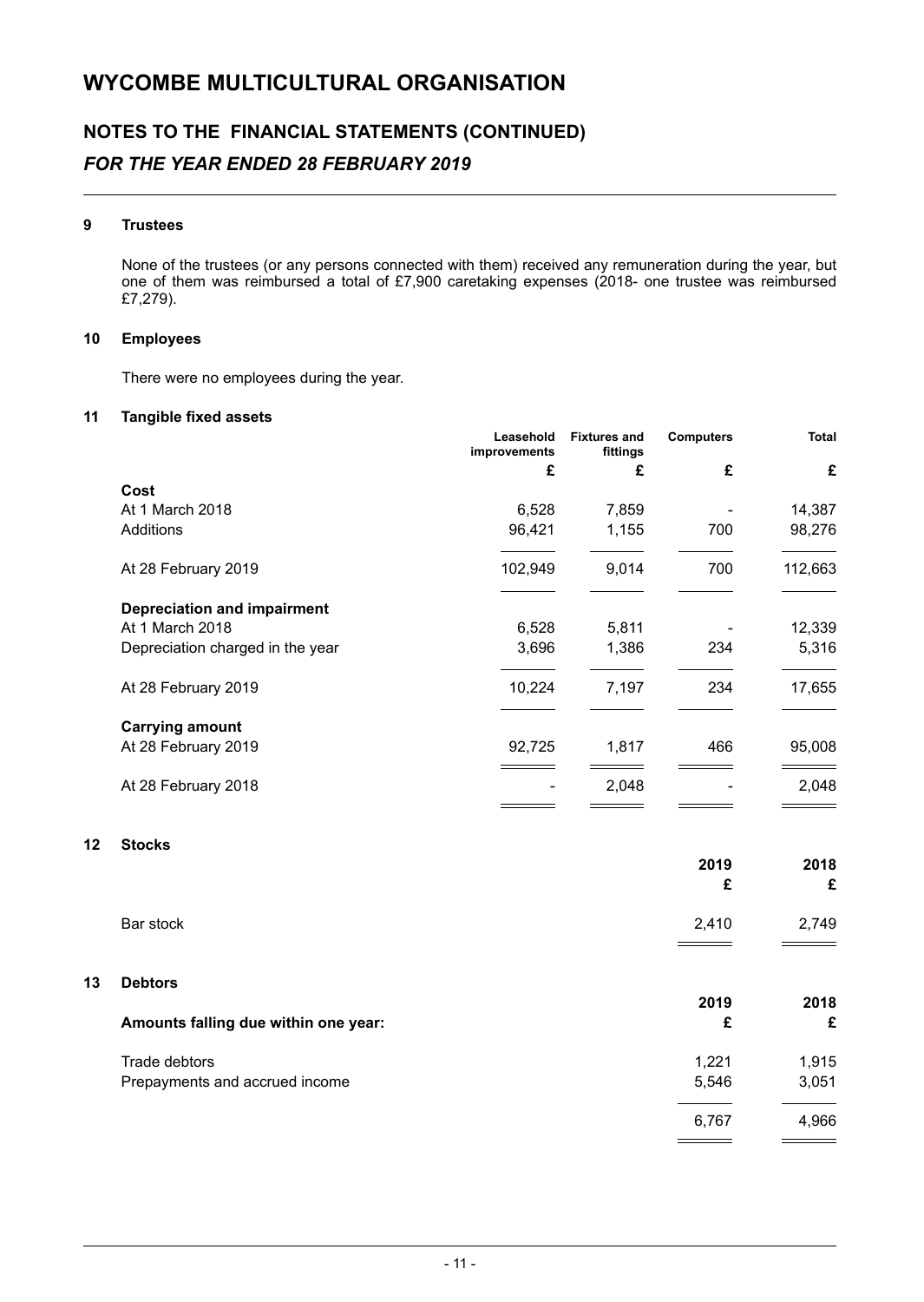# WYCOMBE MULTICULTURAL ORGANISATION

## NOTES TO THE FINANCIAL STATEMENTS (CONTINUED)

### *FOR THE YEAR ENDED 28 FEBRUARY 2019*

**9 Trustees**

None of the trustees (or any persons connected with them) received any remuneration during the year, but one of them was reimbursed a total of £7,900 caretaking expenses (2018- one trustee was reimbursed £7,279).

**10 Employees**

There were no employees during the year.

**11 Tangible fixed assets**

| | Leasehold improvements | Fixtures and fittings | Computers | Total |
|---|---|---|---|---|
| | £ | £ | £ | £ |
| **Cost** | | | | |
| At 1 March 2018 | 6,528 | 7,859 | - | 14,387 |
| Additions | 96,421 | 1,155 | 700 | 98,276 |
| At 28 February 2019 | 102,949 | 9,014 | 700 | 112,663 |
| **Depreciation and impairment** | | | | |
| At 1 March 2018 | 6,528 | 5,811 | - | 12,339 |
| Depreciation charged in the year | 3,696 | 1,386 | 234 | 5,316 |
| At 28 February 2019 | 10,224 | 7,197 | 234 | 17,655 |
| **Carrying amount** | | | | |
| At 28 February 2019 | 92,725 | 1,817 | 466 | 95,008 |
| At 28 February 2018 | - | 2,048 | - | 2,048 |

**12 Stocks**

| | 2019 | 2018 |
|---|---|---|
| | £ | £ |
| Bar stock | 2,410 | 2,749 |

**13 Debtors**

| | 2019 | 2018 |
|---|---|---|
| **Amounts falling due within one year:** | £ | £ |
| Trade debtors | 1,221 | 1,915 |
| Prepayments and accrued income | 5,546 | 3,051 |
| | 6,767 | 4,966 |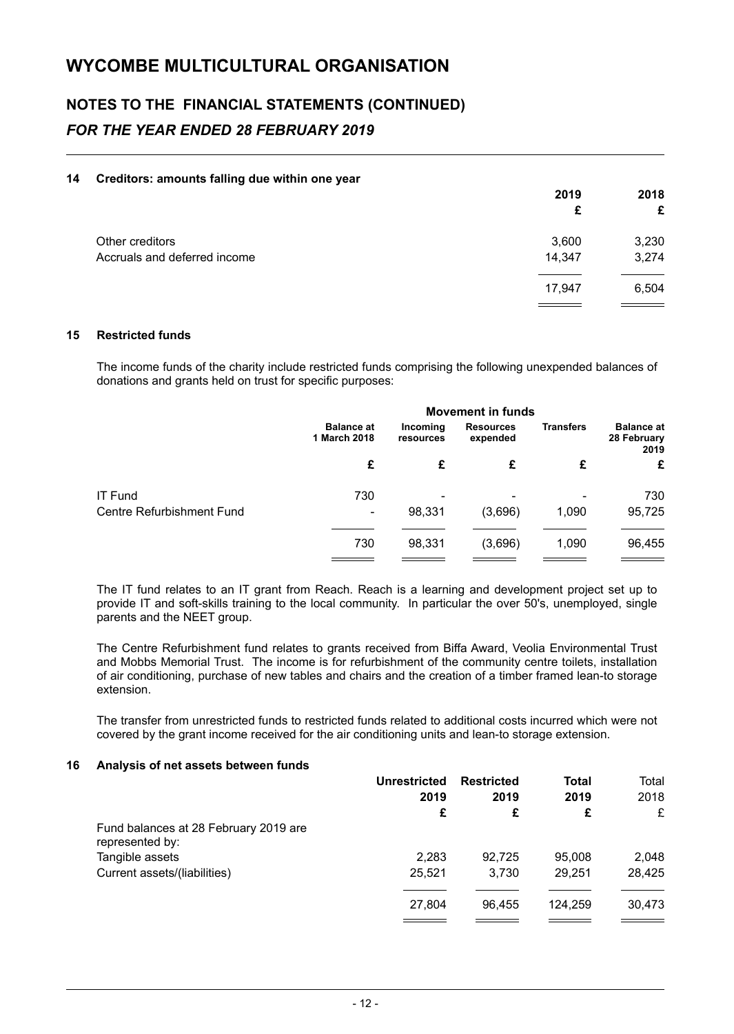# WYCOMBE MULTICULTURAL ORGANISATION

## NOTES TO THE FINANCIAL STATEMENTS (CONTINUED)

### *FOR THE YEAR ENDED 28 FEBRUARY 2019*

#### 14 Creditors: amounts falling due within one year

| | 2019 | 2018 |
|---|---|---|
| | £ | £ |
| Other creditors | 3,600 | 3,230 |
| Accruals and deferred income | 14,347 | 3,274 |
| | 17,947 | 6,504 |

#### 15 Restricted funds

The income funds of the charity include restricted funds comprising the following unexpended balances of donations and grants held on trust for specific purposes:

| | | Movement in funds | | | |
|---|---|---|---|---|---|
| | Balance at 1 March 2018 | Incoming resources | Resources expended | Transfers | Balance at 28 February 2019 |
| | £ | £ | £ | £ | £ |
| IT Fund | 730 | - | - | - | 730 |
| Centre Refurbishment Fund | - | 98,331 | (3,696) | 1,090 | 95,725 |
| | 730 | 98,331 | (3,696) | 1,090 | 96,455 |

The IT fund relates to an IT grant from Reach. Reach is a learning and development project set up to provide IT and soft-skills training to the local community. In particular the over 50's, unemployed, single parents and the NEET group.

The Centre Refurbishment fund relates to grants received from Biffa Award, Veolia Environmental Trust and Mobbs Memorial Trust. The income is for refurbishment of the community centre toilets, installation of air conditioning, purchase of new tables and chairs and the creation of a timber framed lean-to storage extension.

The transfer from unrestricted funds to restricted funds related to additional costs incurred which were not covered by the grant income received for the air conditioning units and lean-to storage extension.

#### 16 Analysis of net assets between funds

| | Unrestricted 2019 | Restricted 2019 | Total 2019 | Total 2018 |
|---|---|---|---|---|
| | £ | £ | £ | £ |
| Fund balances at 28 February 2019 are represented by: | | | | |
| Tangible assets | 2,283 | 92,725 | 95,008 | 2,048 |
| Current assets/(liabilities) | 25,521 | 3,730 | 29,251 | 28,425 |
| | 27,804 | 96,455 | 124,259 | 30,473 |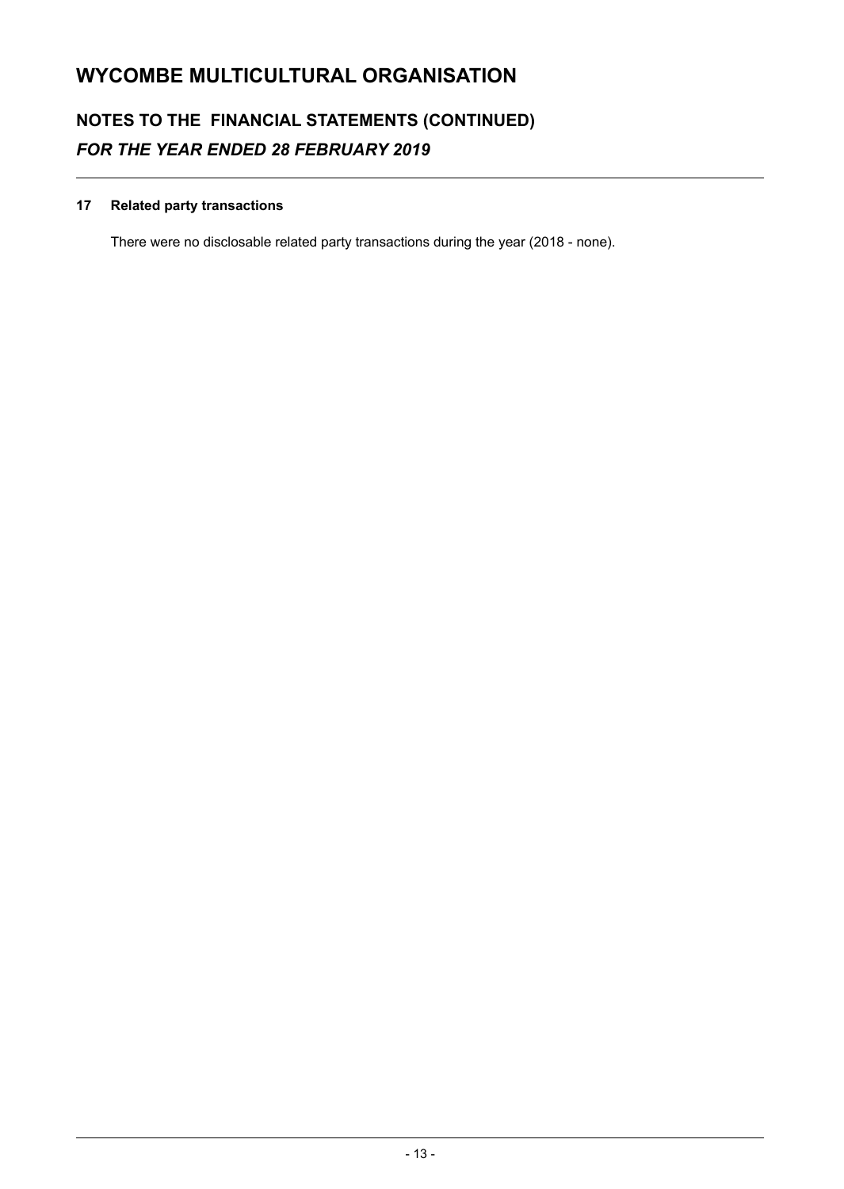# WYCOMBE MULTICULTURAL ORGANISATION

## NOTES TO THE FINANCIAL STATEMENTS (CONTINUED)

### *FOR THE YEAR ENDED 28 FEBRUARY 2019*

**17 Related party transactions**

There were no disclosable related party transactions during the year (2018 - none).